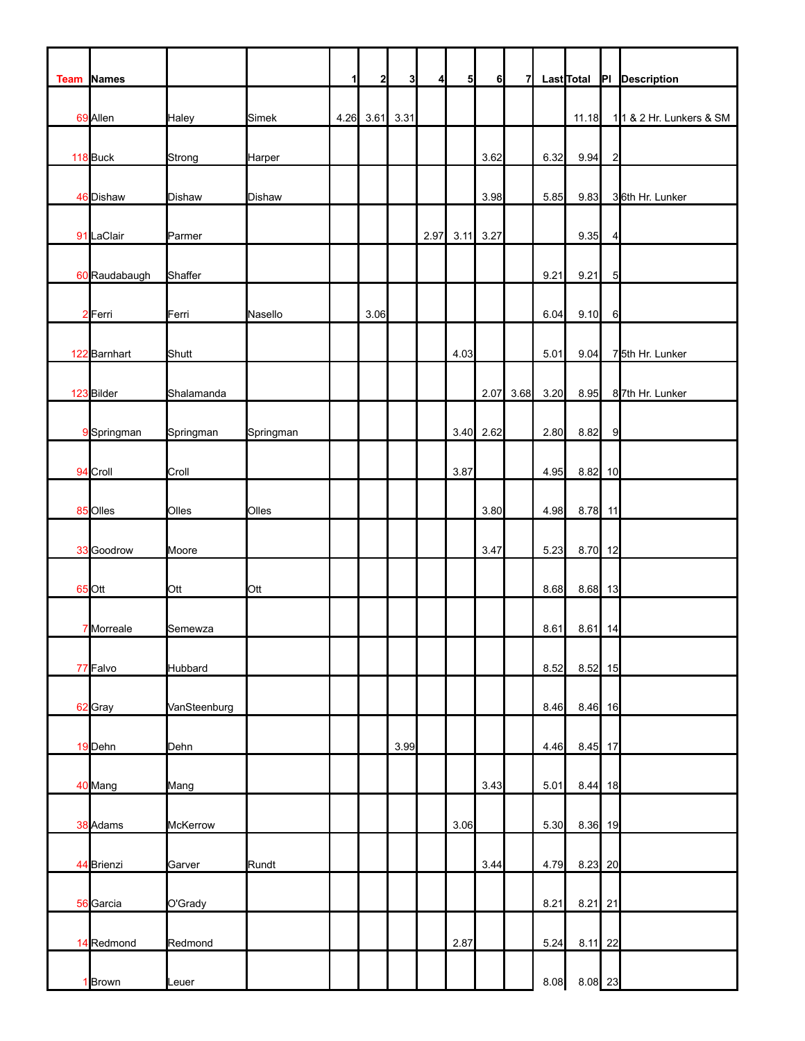| Team | Names | | | 1 | 2 | 3 | 4 | 5 | 6 | 7 | Last | Total | Pl | Description |
|---|---|---|---|---|---|---|---|---|---|---|---|---|---|---|
| 69 | Allen | Haley | Simek | 4.26 | 3.61 | 3.31 | | | | | | 11.18 | 1 | 1 & 2 Hr. Lunkers & SM |
| 118 | Buck | Strong | Harper | | | | | | 3.62 | | 6.32 | 9.94 | 2 | |
| 46 | Dishaw | Dishaw | Dishaw | | | | | | 3.98 | | 5.85 | 9.83 | 3 | 6th Hr. Lunker |
| 91 | LaClair | Parmer | | | | | 2.97 | 3.11 | 3.27 | | | 9.35 | 4 | |
| 60 | Raudabaugh | Shaffer | | | | | | | | | 9.21 | 9.21 | 5 | |
| 2 | Ferri | Ferri | Nasello | | 3.06 | | | | | | 6.04 | 9.10 | 6 | |
| 122 | Barnhart | Shutt | | | | | | 4.03 | | | 5.01 | 9.04 | 7 | 5th Hr. Lunker |
| 123 | Bilder | Shalamanda | | | | | | | 2.07 | 3.68 | 3.20 | 8.95 | 8 | 7th Hr. Lunker |
| 9 | Springman | Springman | Springman | | | | | 3.40 | 2.62 | | 2.80 | 8.82 | 9 | |
| 94 | Croll | Croll | | | | | | 3.87 | | | 4.95 | 8.82 | 10 | |
| 85 | Olles | Olles | Olles | | | | | | 3.80 | | 4.98 | 8.78 | 11 | |
| 33 | Goodrow | Moore | | | | | | | 3.47 | | 5.23 | 8.70 | 12 | |
| 65 | Ott | Ott | Ott | | | | | | | | 8.68 | 8.68 | 13 | |
| 7 | Morreale | Semewza | | | | | | | | | 8.61 | 8.61 | 14 | |
| 77 | Falvo | Hubbard | | | | | | | | | 8.52 | 8.52 | 15 | |
| 62 | Gray | VanSteenburg | | | | | | | | | 8.46 | 8.46 | 16 | |
| 19 | Dehn | Dehn | | | | 3.99 | | | | | 4.46 | 8.45 | 17 | |
| 40 | Mang | Mang | | | | | | | 3.43 | | 5.01 | 8.44 | 18 | |
| 38 | Adams | McKerrow | | | | | | 3.06 | | | 5.30 | 8.36 | 19 | |
| 44 | Brienzi | Garver | Rundt | | | | | | 3.44 | | 4.79 | 8.23 | 20 | |
| 56 | Garcia | O'Grady | | | | | | | | | 8.21 | 8.21 | 21 | |
| 14 | Redmond | Redmond | | | | | | 2.87 | | | 5.24 | 8.11 | 22 | |
| 1 | Brown | Leuer | | | | | | | | | 8.08 | 8.08 | 23 | |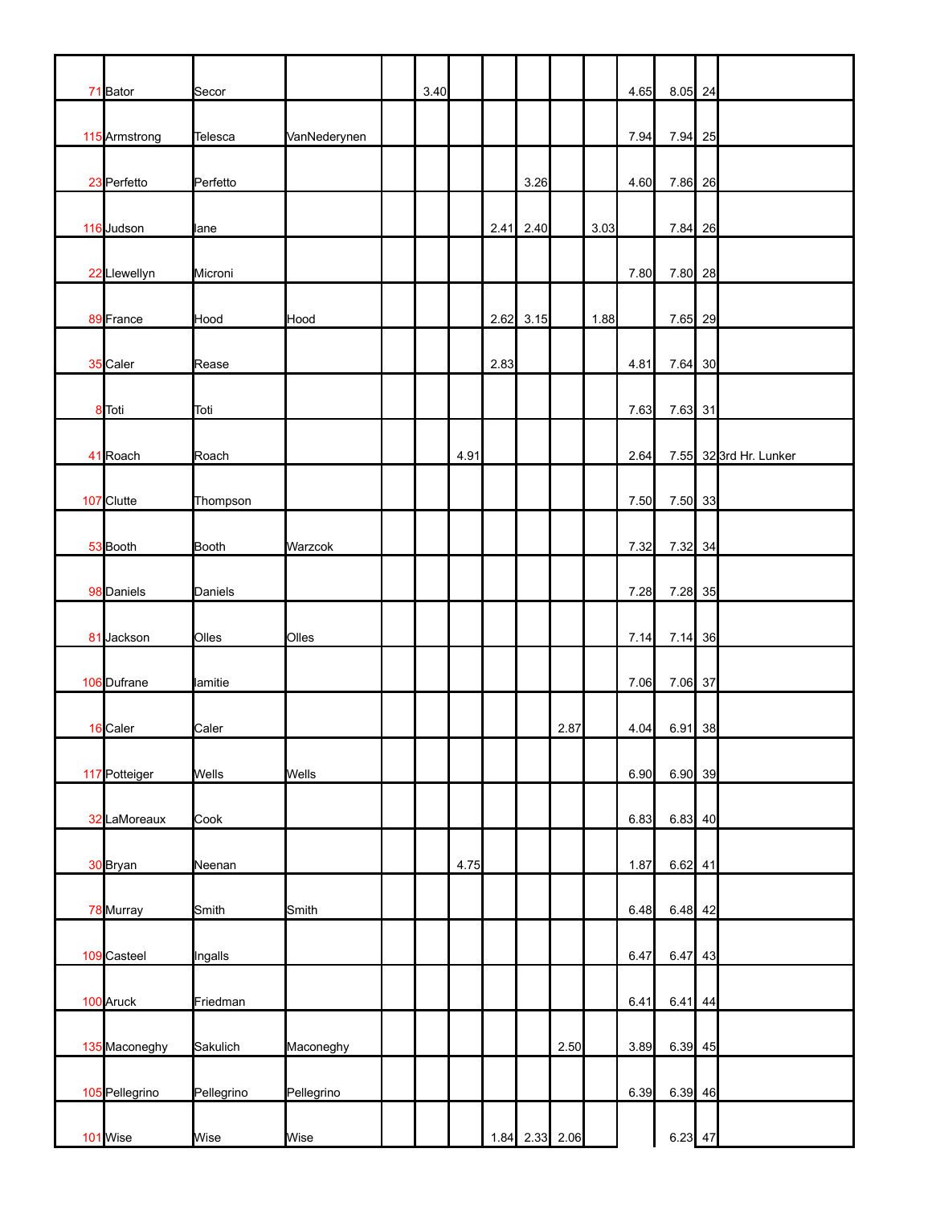| | | | | | | | | | | | | | | |
|---|---|---|---|---|---|---|---|---|---|---|---|---|---|---|
| 71 | Bator | Secor | | | 3.40 | | | | | | 4.65 | 8.05 | 24 | |
| 115 | Armstrong | Telesca | VanNederynen | | | | | | | | 7.94 | 7.94 | 25 | |
| 23 | Perfetto | Perfetto | | | | | | 3.26 | | | 4.60 | 7.86 | 26 | |
| 116 | Judson | lane | | | | | 2.41 | 2.40 | | 3.03 | | 7.84 | 26 | |
| 22 | Llewellyn | Microni | | | | | | | | | 7.80 | 7.80 | 28 | |
| 89 | France | Hood | Hood | | | | 2.62 | 3.15 | | 1.88 | | 7.65 | 29 | |
| 35 | Caler | Rease | | | | | 2.83 | | | | 4.81 | 7.64 | 30 | |
| 8 | Toti | Toti | | | | | | | | | 7.63 | 7.63 | 31 | |
| 41 | Roach | Roach | | | | 4.91 | | | | | 2.64 | 7.55 | 32 | 3rd Hr. Lunker |
| 107 | Clutte | Thompson | | | | | | | | | 7.50 | 7.50 | 33 | |
| 53 | Booth | Booth | Warzcok | | | | | | | | 7.32 | 7.32 | 34 | |
| 98 | Daniels | Daniels | | | | | | | | | 7.28 | 7.28 | 35 | |
| 81 | Jackson | Olles | Olles | | | | | | | | 7.14 | 7.14 | 36 | |
| 106 | Dufrane | lamitie | | | | | | | | | 7.06 | 7.06 | 37 | |
| 16 | Caler | Caler | | | | | | | 2.87 | | 4.04 | 6.91 | 38 | |
| 117 | Potteiger | Wells | Wells | | | | | | | | 6.90 | 6.90 | 39 | |
| 32 | LaMoreaux | Cook | | | | | | | | | 6.83 | 6.83 | 40 | |
| 30 | Bryan | Neenan | | | | 4.75 | | | | | 1.87 | 6.62 | 41 | |
| 78 | Murray | Smith | Smith | | | | | | | | 6.48 | 6.48 | 42 | |
| 109 | Casteel | Ingalls | | | | | | | | | 6.47 | 6.47 | 43 | |
| 100 | Aruck | Friedman | | | | | | | | | 6.41 | 6.41 | 44 | |
| 135 | Maconeghy | Sakulich | Maconeghy | | | | | | 2.50 | | 3.89 | 6.39 | 45 | |
| 105 | Pellegrino | Pellegrino | Pellegrino | | | | | | | | 6.39 | 6.39 | 46 | |
| 101 | Wise | Wise | Wise | | | | 1.84 | 2.33 | 2.06 | | | 6.23 | 47 | |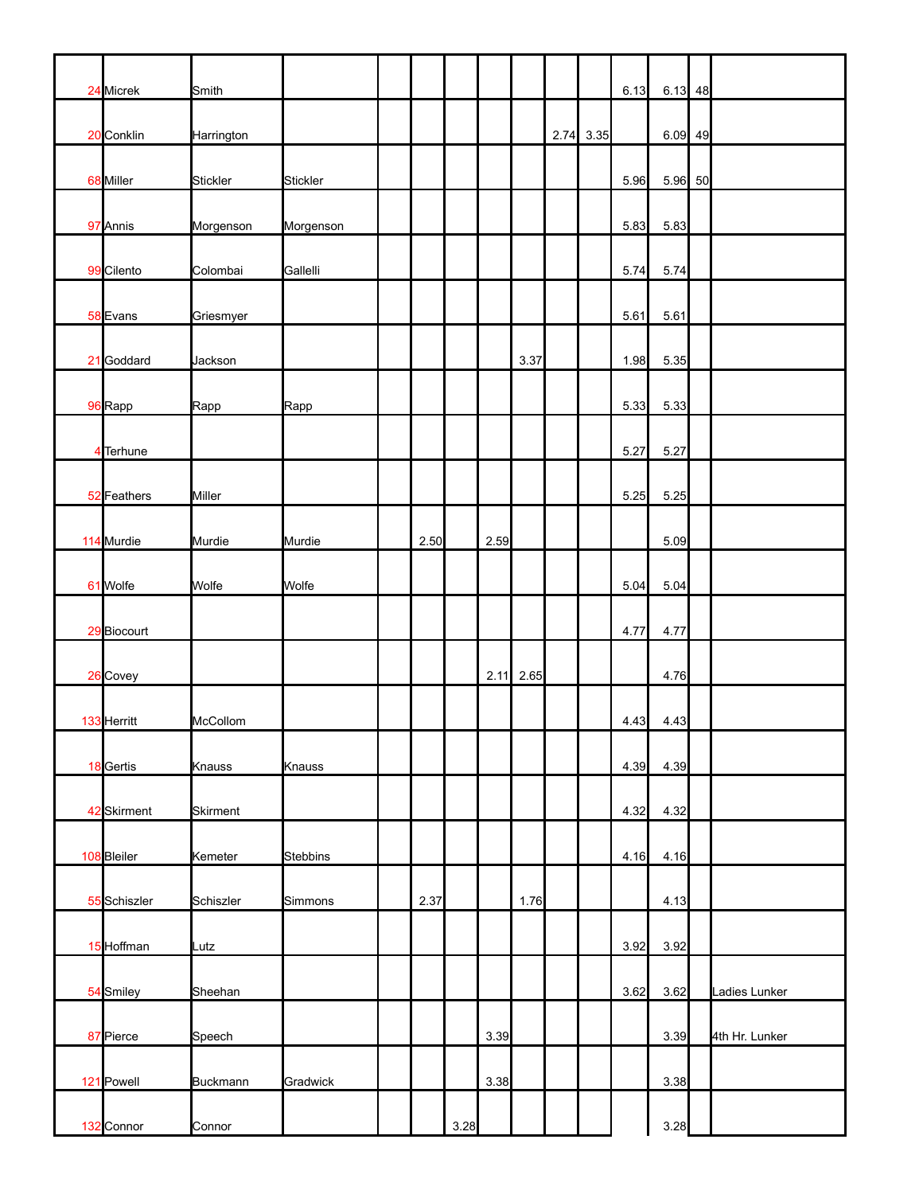| | | | | | | | | | | | | | | |
|---|---|---|---|---|---|---|---|---|---|---|---|---|---|---|
| 24 | Micrek | Smith | | | | | | | | | 6.13 | 6.13 | 48 | |
| 20 | Conklin | Harrington | | | | | | | 2.74 | 3.35 | | 6.09 | 49 | |
| 68 | Miller | Stickler | Stickler | | | | | | | | 5.96 | 5.96 | 50 | |
| 97 | Annis | Morgenson | Morgenson | | | | | | | | 5.83 | 5.83 | | |
| 99 | Cilento | Colombai | Gallelli | | | | | | | | 5.74 | 5.74 | | |
| 58 | Evans | Griesmyer | | | | | | | | | 5.61 | 5.61 | | |
| 21 | Goddard | Jackson | | | | | | 3.37 | | | 1.98 | 5.35 | | |
| 96 | Rapp | Rapp | Rapp | | | | | | | | 5.33 | 5.33 | | |
| 4 | Terhune | | | | | | | | | | 5.27 | 5.27 | | |
| 52 | Feathers | Miller | | | | | | | | | 5.25 | 5.25 | | |
| 114 | Murdie | Murdie | Murdie | | 2.50 | | 2.59 | | | | | 5.09 | | |
| 61 | Wolfe | Wolfe | Wolfe | | | | | | | | 5.04 | 5.04 | | |
| 29 | Biocourt | | | | | | | | | | 4.77 | 4.77 | | |
| 26 | Covey | | | | | | 2.11 | 2.65 | | | | 4.76 | | |
| 133 | Herritt | McCollom | | | | | | | | | 4.43 | 4.43 | | |
| 18 | Gertis | Knauss | Knauss | | | | | | | | 4.39 | 4.39 | | |
| 42 | Skirment | Skirment | | | | | | | | | 4.32 | 4.32 | | |
| 108 | Bleiler | Kemeter | Stebbins | | | | | | | | 4.16 | 4.16 | | |
| 55 | Schiszler | Schiszler | Simmons | | 2.37 | | | 1.76 | | | | 4.13 | | |
| 15 | Hoffman | Lutz | | | | | | | | | 3.92 | 3.92 | | |
| 54 | Smiley | Sheehan | | | | | | | | | 3.62 | 3.62 | | Ladies Lunker |
| 87 | Pierce | Speech | | | | | 3.39 | | | | | 3.39 | | 4th Hr. Lunker |
| 121 | Powell | Buckmann | Gradwick | | | | 3.38 | | | | | 3.38 | | |
| 132 | Connor | Connor | | | | 3.28 | | | | | | 3.28 | | |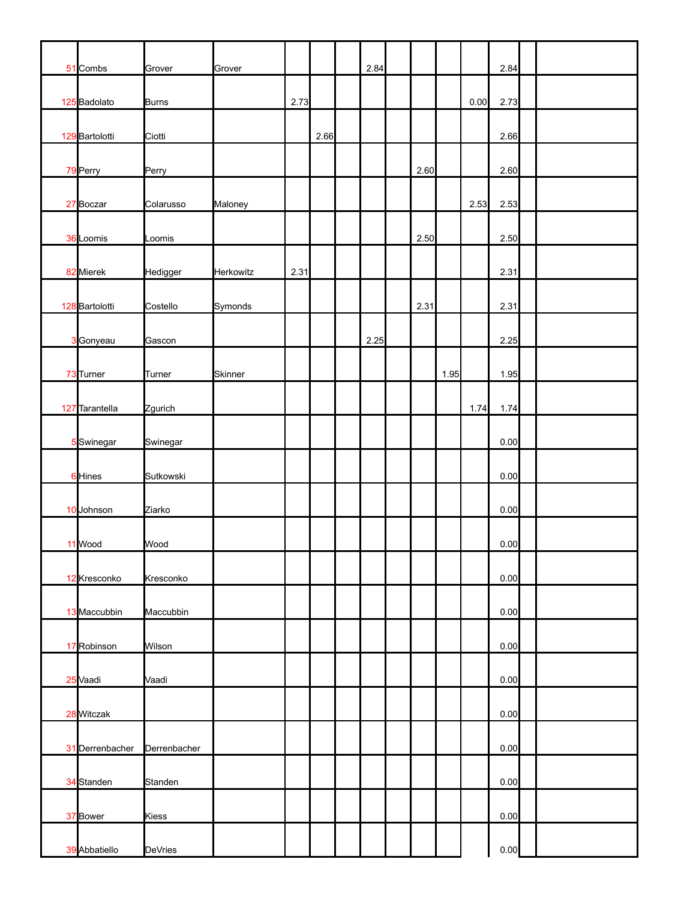| | | | | | | | | | | | | | | |
|---|---|---|---|---|---|---|---|---|---|---|---|---|---|---|
| 51 | Combs | Grover | Grover | | | | 2.84 | | | | | 2.84 | | |
| 125 | Badolato | Burns | | 2.73 | | | | | | | 0.00 | 2.73 | | |
| 129 | Bartolotti | Ciotti | | | 2.66 | | | | | | | 2.66 | | |
| 79 | Perry | Perry | | | | | | | 2.60 | | | 2.60 | | |
| 27 | Boczar | Colarusso | Maloney | | | | | | | | 2.53 | 2.53 | | |
| 36 | Loomis | Loomis | | | | | | | 2.50 | | | 2.50 | | |
| 82 | Mierek | Hedigger | Herkowitz | 2.31 | | | | | | | | 2.31 | | |
| 128 | Bartolotti | Costello | Symonds | | | | | | 2.31 | | | 2.31 | | |
| 3 | Gonyeau | Gascon | | | | | 2.25 | | | | | 2.25 | | |
| 73 | Turner | Turner | Skinner | | | | | | | 1.95 | | 1.95 | | |
| 127 | Tarantella | Zgurich | | | | | | | | | 1.74 | 1.74 | | |
| 5 | Swinegar | Swinegar | | | | | | | | | | 0.00 | | |
| 6 | Hines | Sutkowski | | | | | | | | | | 0.00 | | |
| 10 | Johnson | Ziarko | | | | | | | | | | 0.00 | | |
| 11 | Wood | Wood | | | | | | | | | | 0.00 | | |
| 12 | Kresconko | Kresconko | | | | | | | | | | 0.00 | | |
| 13 | Maccubbin | Maccubbin | | | | | | | | | | 0.00 | | |
| 17 | Robinson | Wilson | | | | | | | | | | 0.00 | | |
| 25 | Vaadi | Vaadi | | | | | | | | | | 0.00 | | |
| 28 | Witczak | | | | | | | | | | | 0.00 | | |
| 31 | Derrenbacher | Derrenbacher | | | | | | | | | | 0.00 | | |
| 34 | Standen | Standen | | | | | | | | | | 0.00 | | |
| 37 | Bower | Kiess | | | | | | | | | | 0.00 | | |
| 39 | Abbatiello | DeVries | | | | | | | | | | 0.00 | | |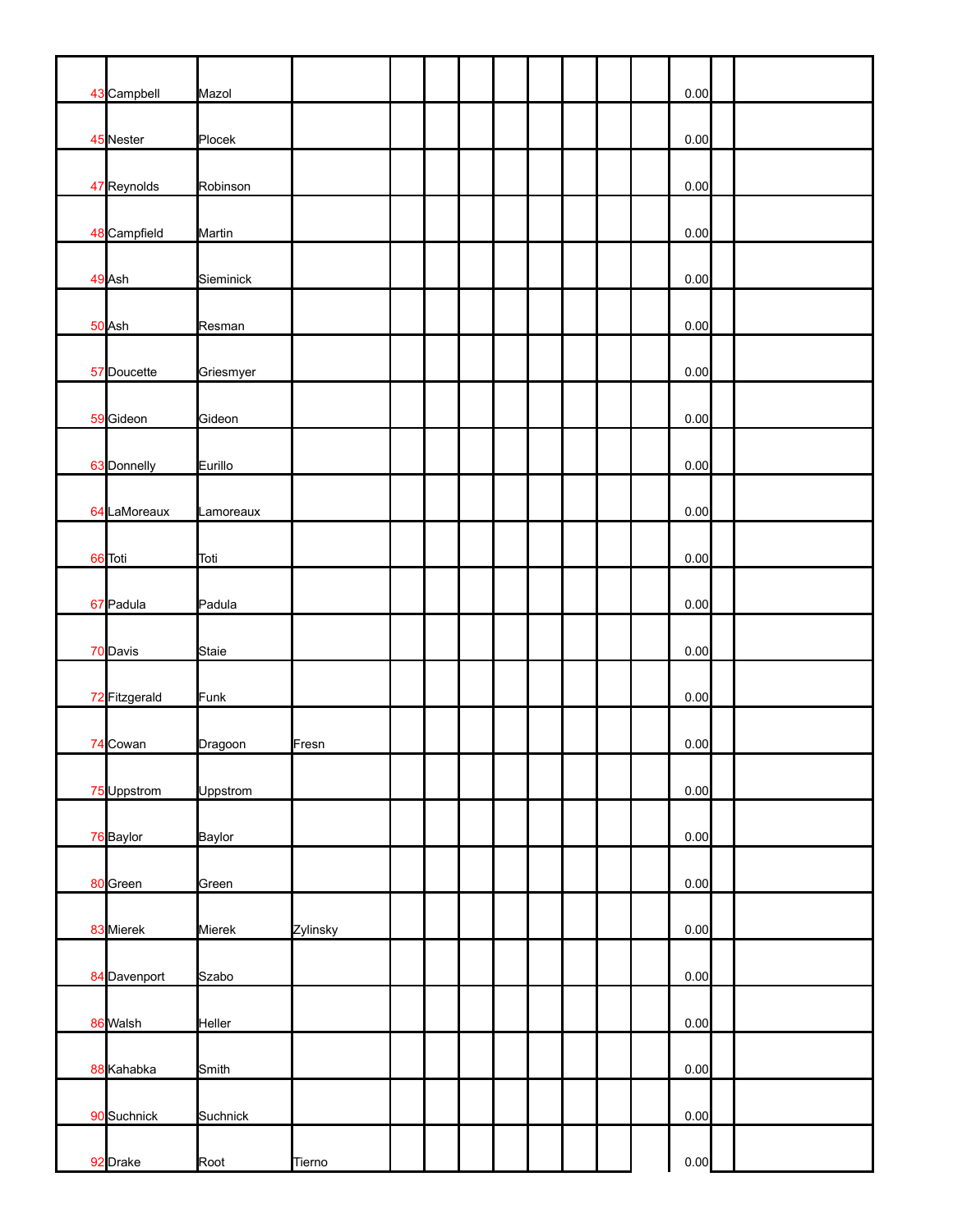| | | | | | | | | | | | | | | |
|---|---|---|---|---|---|---|---|---|---|---|---|---|---|---|
| 43 | Campbell | Mazol | | | | | | | | | | 0.00 | | |
| 45 | Nester | Plocek | | | | | | | | | | 0.00 | | |
| 47 | Reynolds | Robinson | | | | | | | | | | 0.00 | | |
| 48 | Campfield | Martin | | | | | | | | | | 0.00 | | |
| 49 | Ash | Sieminick | | | | | | | | | | 0.00 | | |
| 50 | Ash | Resman | | | | | | | | | | 0.00 | | |
| 57 | Doucette | Griesmyer | | | | | | | | | | 0.00 | | |
| 59 | Gideon | Gideon | | | | | | | | | | 0.00 | | |
| 63 | Donnelly | Eurillo | | | | | | | | | | 0.00 | | |
| 64 | LaMoreaux | Lamoreaux | | | | | | | | | | 0.00 | | |
| 66 | Toti | Toti | | | | | | | | | | 0.00 | | |
| 67 | Padula | Padula | | | | | | | | | | 0.00 | | |
| 70 | Davis | Staie | | | | | | | | | | 0.00 | | |
| 72 | Fitzgerald | Funk | | | | | | | | | | 0.00 | | |
| 74 | Cowan | Dragoon | Fresn | | | | | | | | | 0.00 | | |
| 75 | Uppstrom | Uppstrom | | | | | | | | | | 0.00 | | |
| 76 | Baylor | Baylor | | | | | | | | | | 0.00 | | |
| 80 | Green | Green | | | | | | | | | | 0.00 | | |
| 83 | Mierek | Mierek | Zylinsky | | | | | | | | | 0.00 | | |
| 84 | Davenport | Szabo | | | | | | | | | | 0.00 | | |
| 86 | Walsh | Heller | | | | | | | | | | 0.00 | | |
| 88 | Kahabka | Smith | | | | | | | | | | 0.00 | | |
| 90 | Suchnick | Suchnick | | | | | | | | | | 0.00 | | |
| 92 | Drake | Root | Tierno | | | | | | | | | 0.00 | | |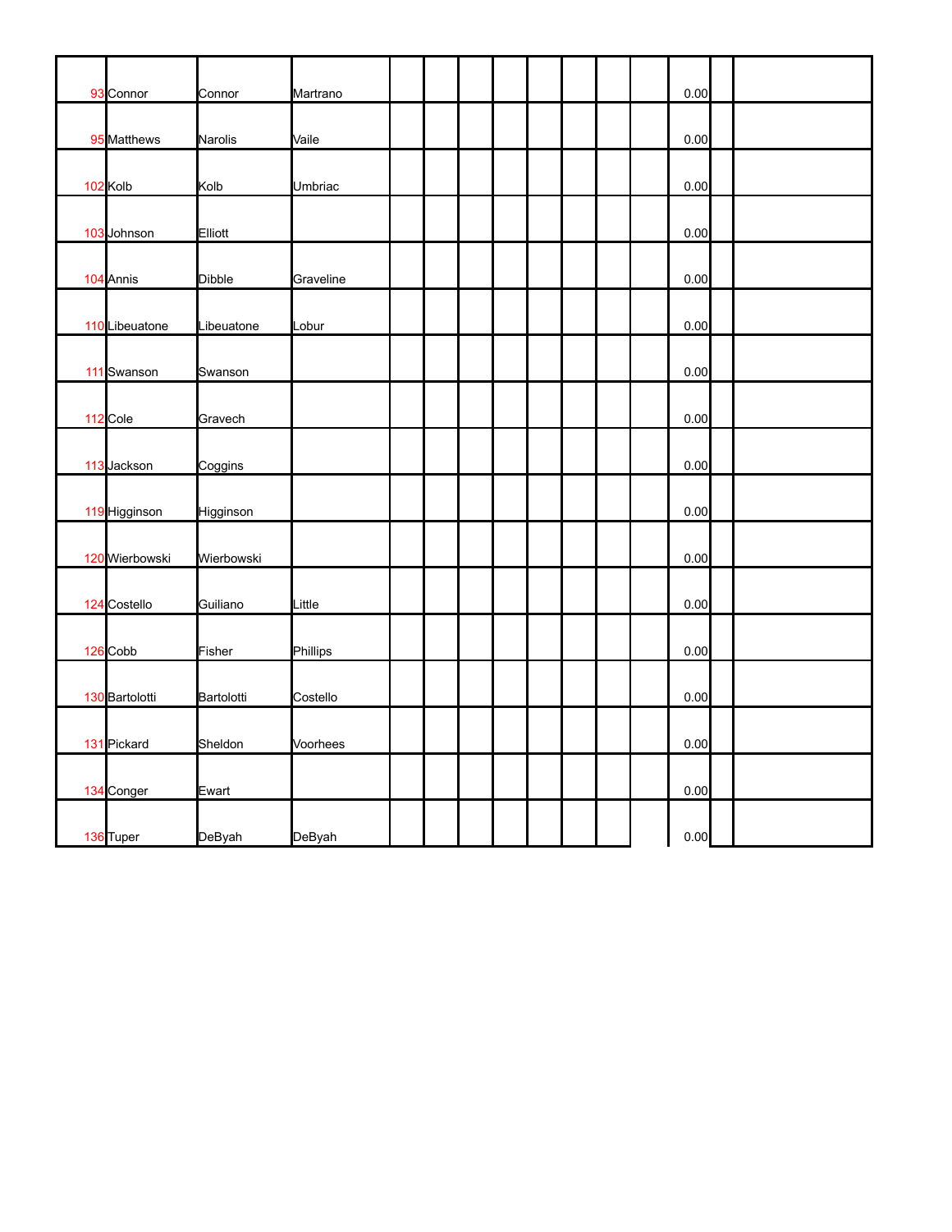| | | | | | | | | | | | | | | | |
|---|---|---|---|---|---|---|---|---|---|---|---|---|---|---|---|
| 93 | Connor | Connor | Martrano | | | | | | | | | | 0.00 | | |
| 95 | Matthews | Narolis | Vaile | | | | | | | | | | 0.00 | | |
| 102 | Kolb | Kolb | Umbriac | | | | | | | | | | 0.00 | | |
| 103 | Johnson | Elliott | | | | | | | | | | | 0.00 | | |
| 104 | Annis | Dibble | Graveline | | | | | | | | | | 0.00 | | |
| 110 | Libeuatone | Libeuatone | Lobur | | | | | | | | | | 0.00 | | |
| 111 | Swanson | Swanson | | | | | | | | | | | 0.00 | | |
| 112 | Cole | Gravech | | | | | | | | | | | 0.00 | | |
| 113 | Jackson | Coggins | | | | | | | | | | | 0.00 | | |
| 119 | Higginson | Higginson | | | | | | | | | | | 0.00 | | |
| 120 | Wierbowski | Wierbowski | | | | | | | | | | | 0.00 | | |
| 124 | Costello | Guiliano | Little | | | | | | | | | | 0.00 | | |
| 126 | Cobb | Fisher | Phillips | | | | | | | | | | 0.00 | | |
| 130 | Bartolotti | Bartolotti | Costello | | | | | | | | | | 0.00 | | |
| 131 | Pickard | Sheldon | Voorhees | | | | | | | | | | 0.00 | | |
| 134 | Conger | Ewart | | | | | | | | | | | 0.00 | | |
| 136 | Tuper | DeByah | DeByah | | | | | | | | | | 0.00 | | |